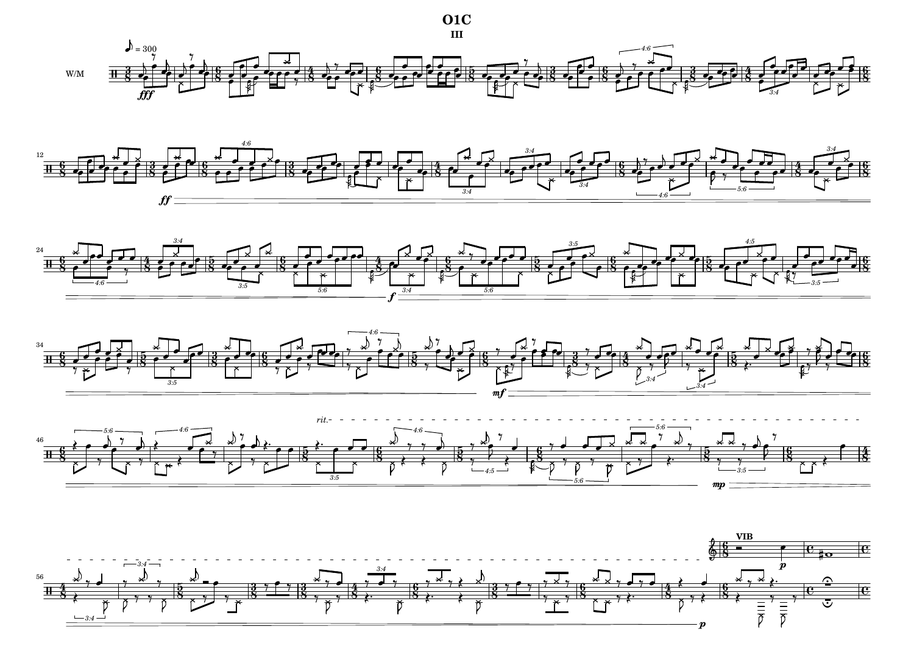# O1C

## III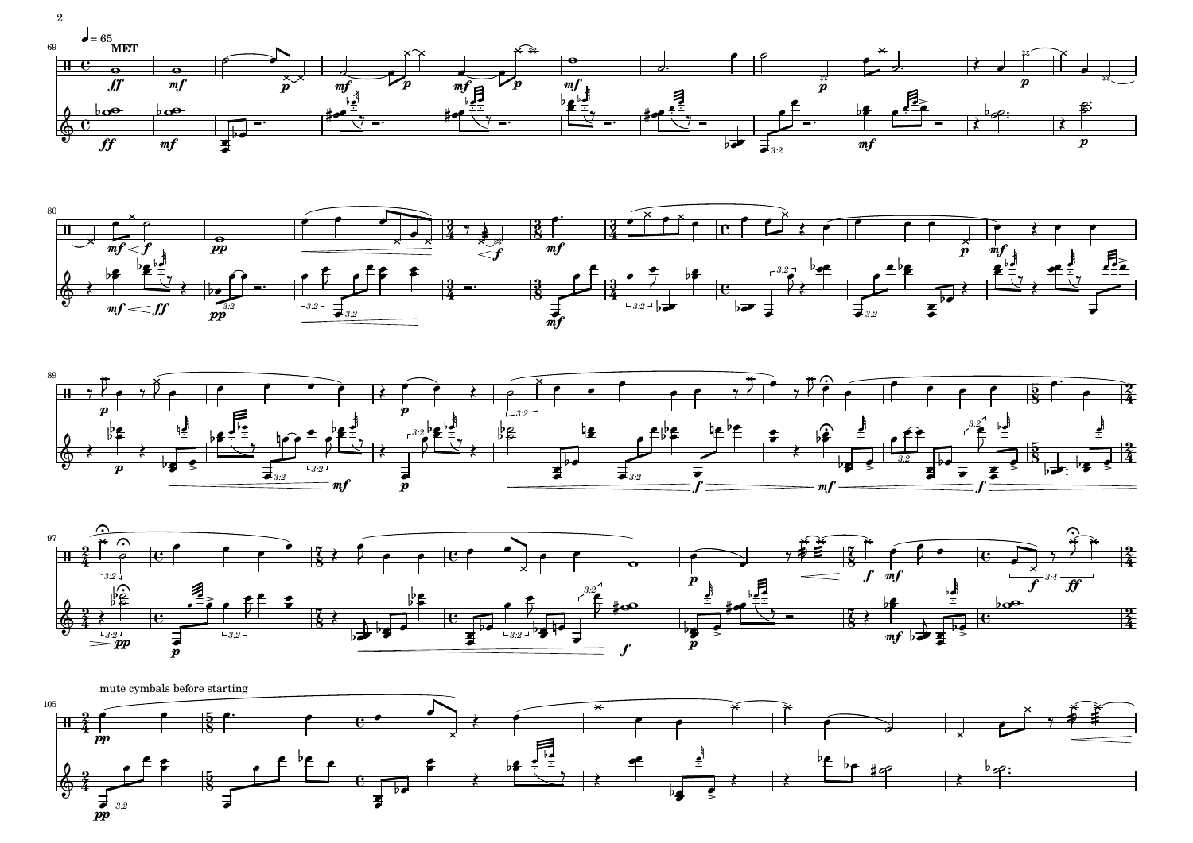♩ = 65

MET

mute cymbals before starting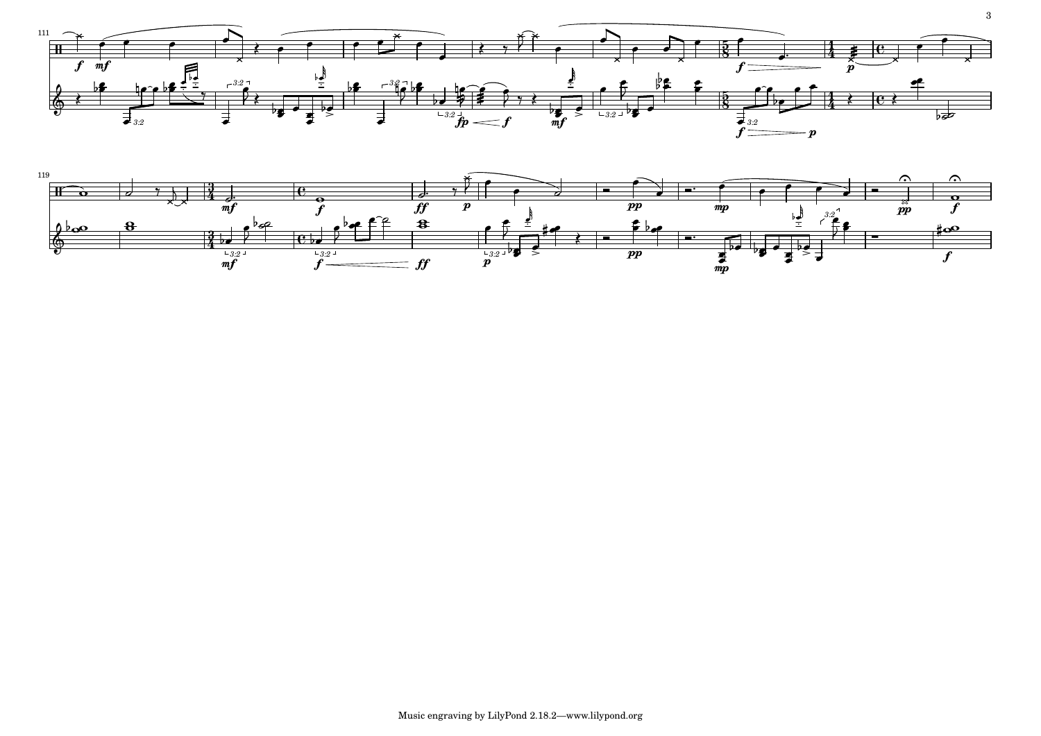Music engraving by LilyPond 2.18.2—www.lilypond.org